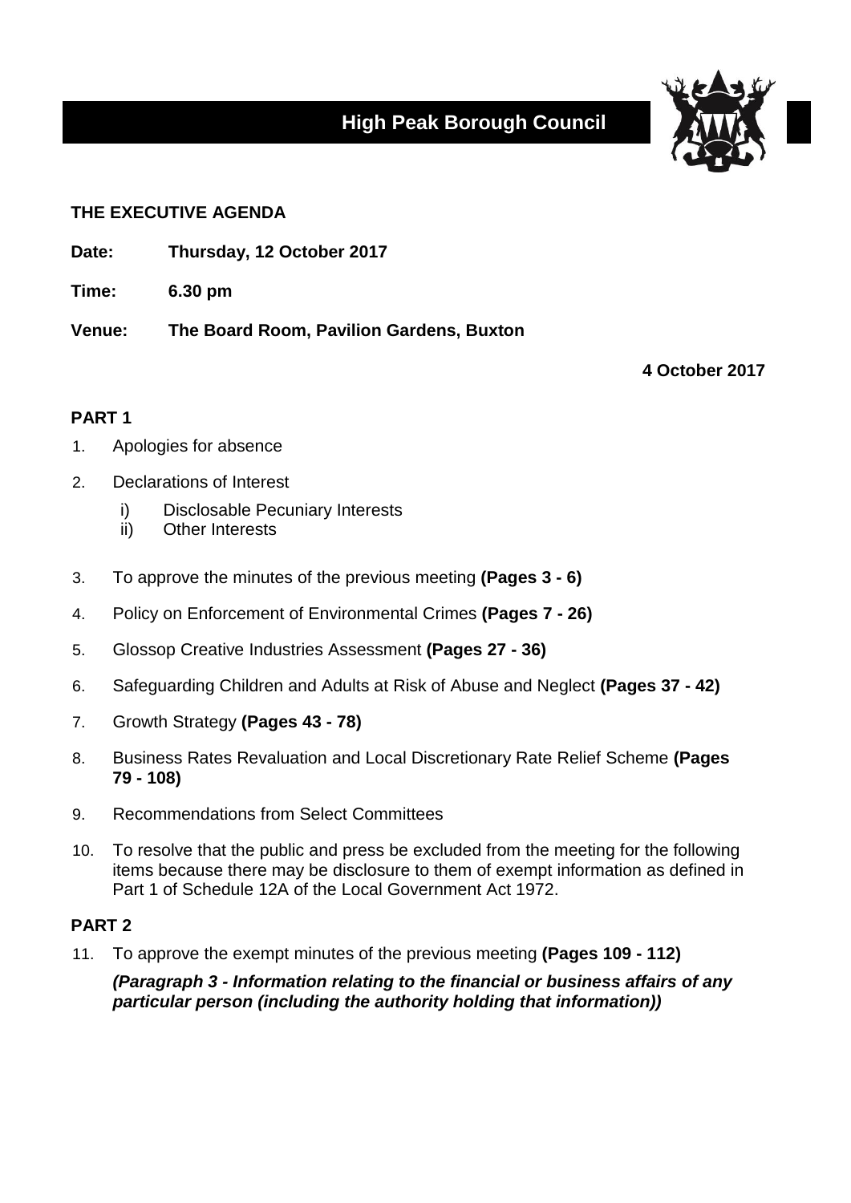# High Peak Borough Council

**THE EXECUTIVE AGENDA**

**Date:** **Thursday, 12 October 2017**

**Time:** **6.30 pm**

**Venue:** **The Board Room, Pavilion Gardens, Buxton**

**4 October 2017**

## PART 1

1. Apologies for absence
2. Declarations of Interest
   - i) Disclosable Pecuniary Interests
   - ii) Other Interests
3. To approve the minutes of the previous meeting **(Pages 3 - 6)**
4. Policy on Enforcement of Environmental Crimes **(Pages 7 - 26)**
5. Glossop Creative Industries Assessment **(Pages 27 - 36)**
6. Safeguarding Children and Adults at Risk of Abuse and Neglect **(Pages 37 - 42)**
7. Growth Strategy **(Pages 43 - 78)**
8. Business Rates Revaluation and Local Discretionary Rate Relief Scheme **(Pages 79 - 108)**
9. Recommendations from Select Committees
10. To resolve that the public and press be excluded from the meeting for the following items because there may be disclosure to them of exempt information as defined in Part 1 of Schedule 12A of the Local Government Act 1972.

## PART 2

11. To approve the exempt minutes of the previous meeting **(Pages 109 - 112)**

    ***(Paragraph 3 - Information relating to the financial or business affairs of any particular person (including the authority holding that information))***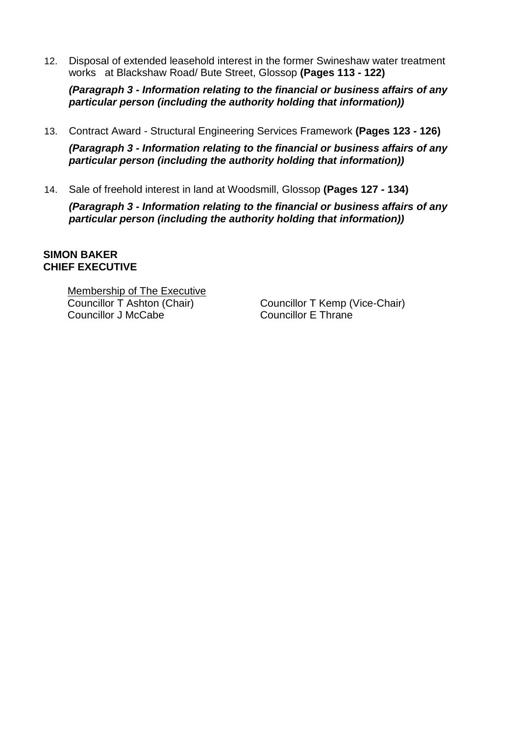12. Disposal of extended leasehold interest in the former Swineshaw water treatment works at Blackshaw Road/ Bute Street, Glossop **(Pages 113 - 122)**

    ***(Paragraph 3 - Information relating to the financial or business affairs of any particular person (including the authority holding that information))***

13. Contract Award - Structural Engineering Services Framework **(Pages 123 - 126)**

    ***(Paragraph 3 - Information relating to the financial or business affairs of any particular person (including the authority holding that information))***

14. Sale of freehold interest in land at Woodsmill, Glossop **(Pages 127 - 134)**

    ***(Paragraph 3 - Information relating to the financial or business affairs of any particular person (including the authority holding that information))***

**SIMON BAKER**
**CHIEF EXECUTIVE**

Membership of The Executive

Councillor T Ashton (Chair)
Councillor T Kemp (Vice-Chair)
Councillor J McCabe
Councillor E Thrane